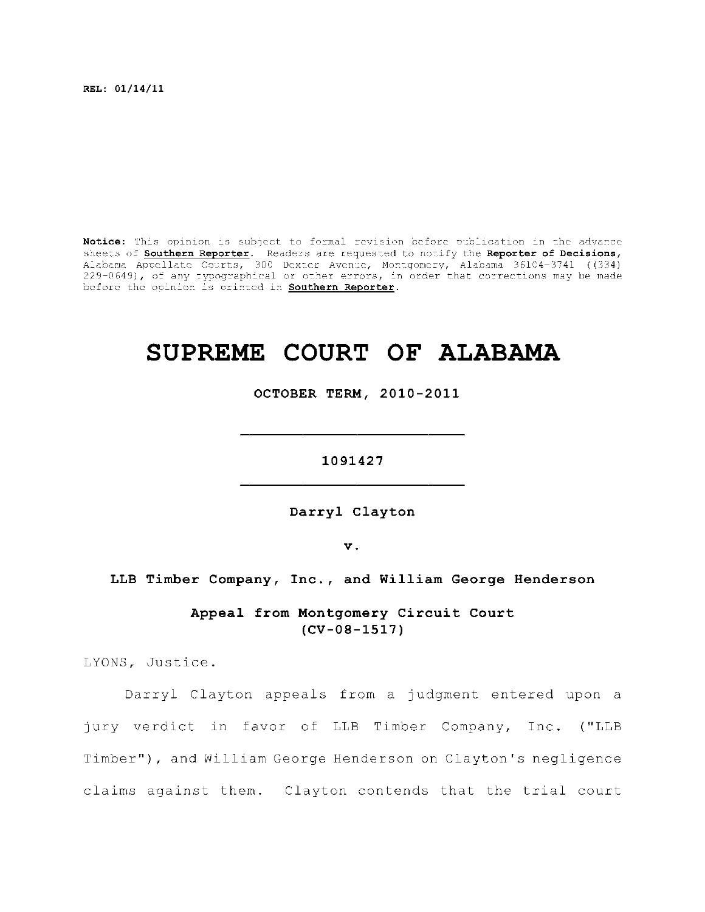REL: 01/14/11

**Notice:** This opinion is subject to formal revision before publication in the advance sheets of **Southern Reporter**. Readers are requested to notify the **Reporter of Decisions**, Alabama Appellate Courts, 300 Dexter Avenue, Montgomery, Alabama 36104-3741 ((334) 229-0649), of any typographical or other errors, in order that corrections may be made before the opinion is printed in **Southern Reporter**.

# SUPREME COURT OF ALABAMA

**OCTOBER TERM, 2010-2011**

---

**1091427**

---

**Darryl Clayton**

**v.**

**LLB Timber Company, Inc., and William George Henderson**

**Appeal from Montgomery Circuit Court (CV-08-1517)**

LYONS, Justice.

Darryl Clayton appeals from a judgment entered upon a jury verdict in favor of LLB Timber Company, Inc. ("LLB Timber"), and William George Henderson on Clayton's negligence claims against them. Clayton contends that the trial court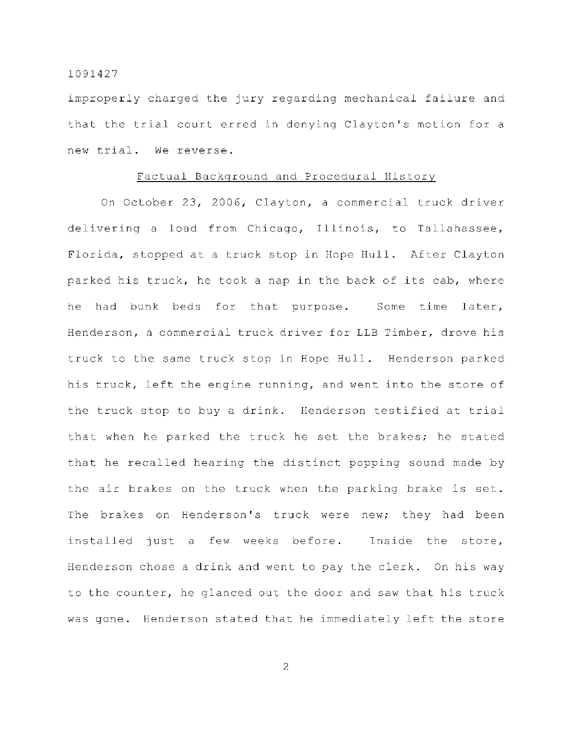improperly charged the jury regarding mechanical failure and that the trial court erred in denying Clayton's motion for a new trial. We reverse.

## Factual Background and Procedural History

On October 23, 2006, Clayton, a commercial truck driver delivering a load from Chicago, Illinois, to Tallahassee, Florida, stopped at a truck stop in Hope Hull. After Clayton parked his truck, he took a nap in the back of its cab, where he had bunk beds for that purpose. Some time later, Henderson, a commercial truck driver for LLB Timber, drove his truck to the same truck stop in Hope Hull. Henderson parked his truck, left the engine running, and went into the store of the truck stop to buy a drink. Henderson testified at trial that when he parked the truck he set the brakes; he stated that he recalled hearing the distinct popping sound made by the air brakes on the truck when the parking brake is set. The brakes on Henderson's truck were new; they had been installed just a few weeks before. Inside the store, Henderson chose a drink and went to pay the clerk. On his way to the counter, he glanced out the door and saw that his truck was gone. Henderson stated that he immediately left the store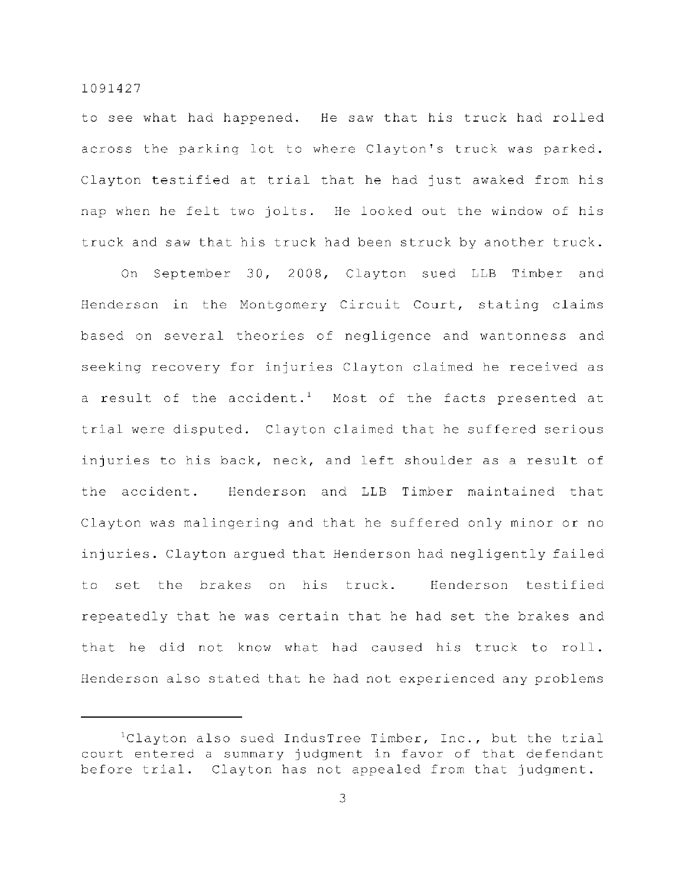to see what had happened. He saw that his truck had rolled across the parking lot to where Clayton's truck was parked. Clayton testified at trial that he had just awaked from his nap when he felt two jolts. He looked out the window of his truck and saw that his truck had been struck by another truck.

On September 30, 2008, Clayton sued LLB Timber and Henderson in the Montgomery Circuit Court, stating claims based on several theories of negligence and wantonness and seeking recovery for injuries Clayton claimed he received as a result of the accident.[1] Most of the facts presented at trial were disputed. Clayton claimed that he suffered serious injuries to his back, neck, and left shoulder as a result of the accident. Henderson and LLB Timber maintained that Clayton was malingering and that he suffered only minor or no injuries. Clayton argued that Henderson had negligently failed to set the brakes on his truck. Henderson testified repeatedly that he was certain that he had set the brakes and that he did not know what had caused his truck to roll. Henderson also stated that he had not experienced any problems

---

[1]Clayton also sued IndusTree Timber, Inc., but the trial court entered a summary judgment in favor of that defendant before trial. Clayton has not appealed from that judgment.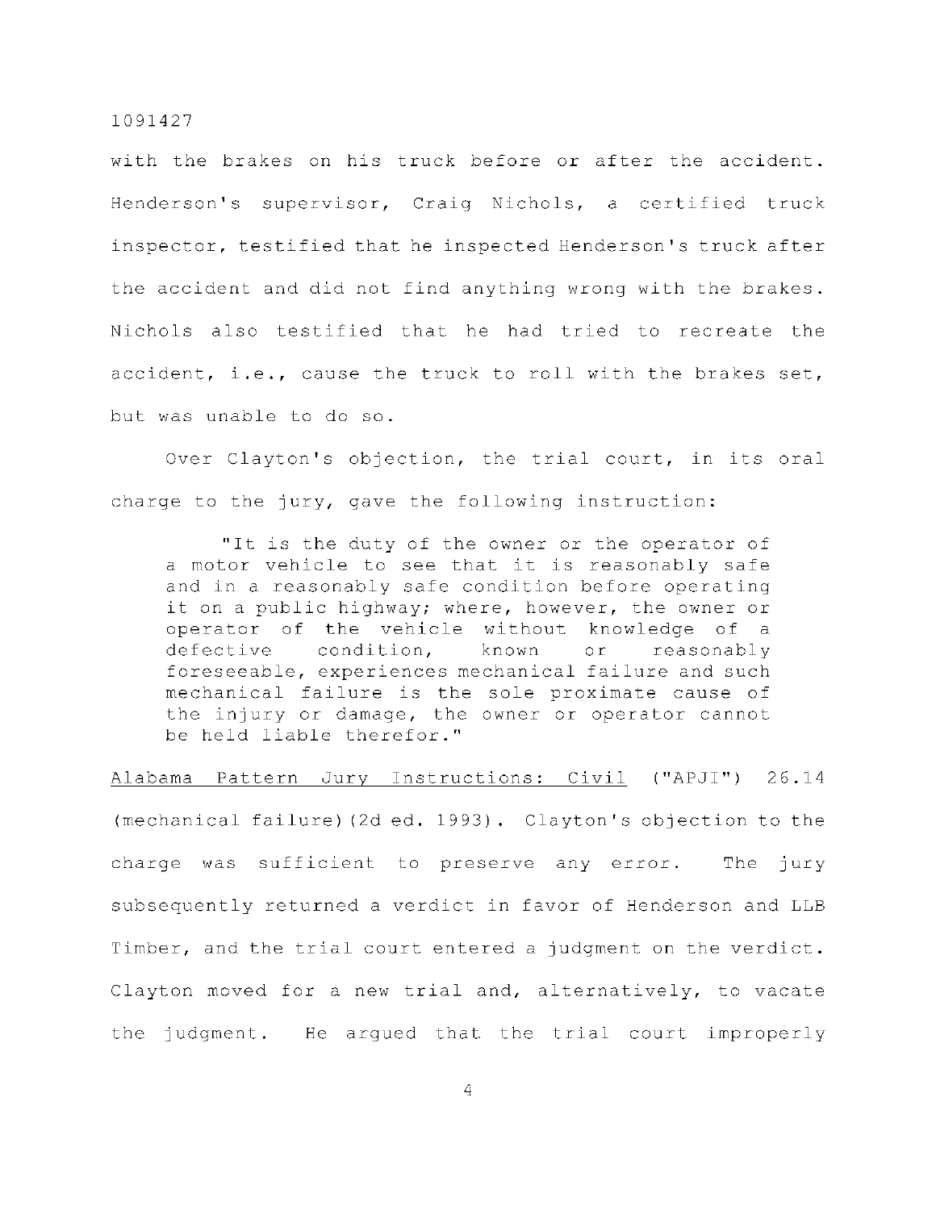with the brakes on his truck before or after the accident. Henderson's supervisor, Craig Nichols, a certified truck inspector, testified that he inspected Henderson's truck after the accident and did not find anything wrong with the brakes. Nichols also testified that he had tried to recreate the accident, i.e., cause the truck to roll with the brakes set, but was unable to do so.

Over Clayton's objection, the trial court, in its oral charge to the jury, gave the following instruction:

> "It is the duty of the owner or the operator of a motor vehicle to see that it is reasonably safe and in a reasonably safe condition before operating it on a public highway; where, however, the owner or operator of the vehicle without knowledge of a defective condition, known or reasonably foreseeable, experiences mechanical failure and such mechanical failure is the sole proximate cause of the injury or damage, the owner or operator cannot be held liable therefor."

<u>Alabama Pattern Jury Instructions: Civil</u> ("APJI") 26.14 (mechanical failure)(2d ed. 1993). Clayton's objection to the charge was sufficient to preserve any error. The jury subsequently returned a verdict in favor of Henderson and LLB Timber, and the trial court entered a judgment on the verdict. Clayton moved for a new trial and, alternatively, to vacate the judgment. He argued that the trial court improperly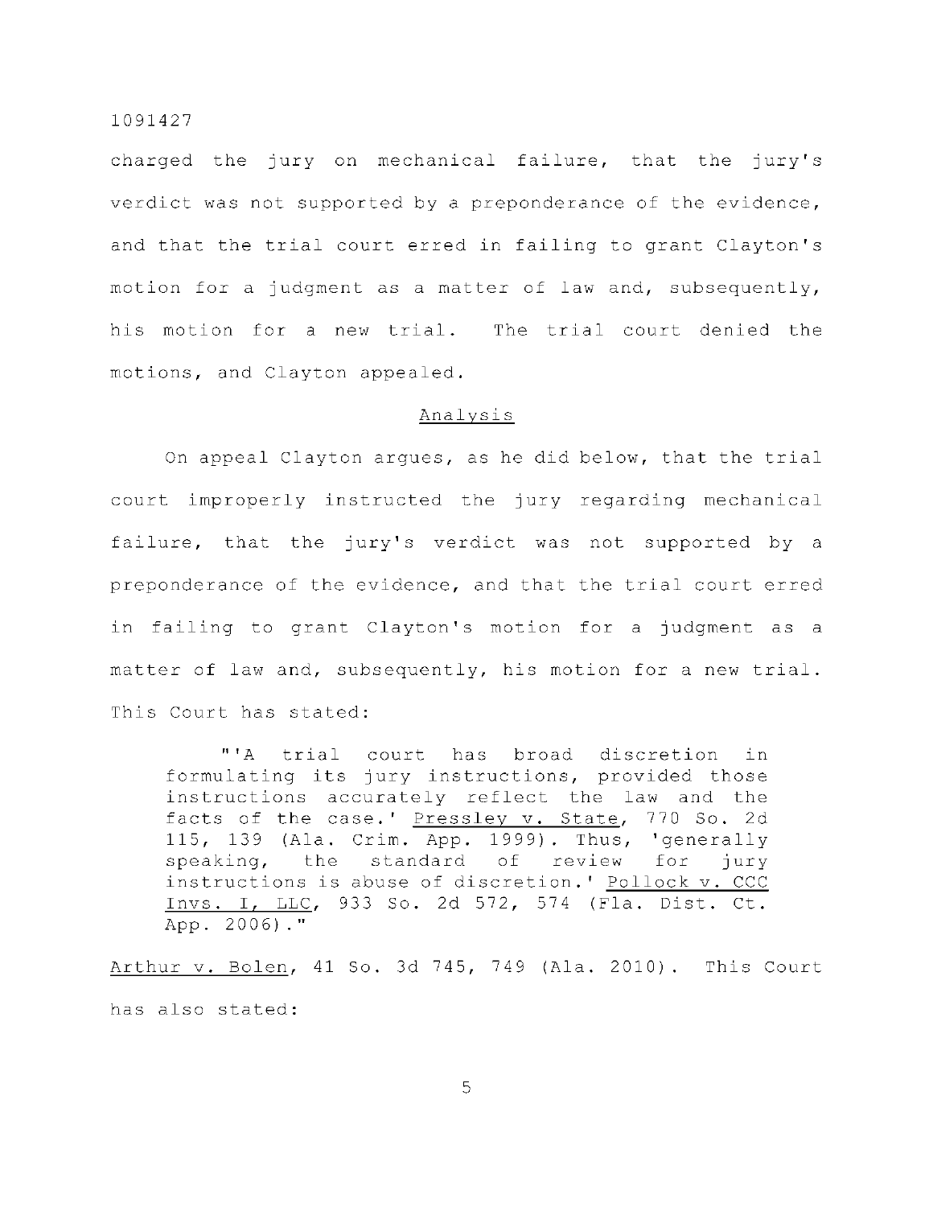charged the jury on mechanical failure, that the jury's verdict was not supported by a preponderance of the evidence, and that the trial court erred in failing to grant Clayton's motion for a judgment as a matter of law and, subsequently, his motion for a new trial. The trial court denied the motions, and Clayton appealed.

## Analysis

On appeal Clayton argues, as he did below, that the trial court improperly instructed the jury regarding mechanical failure, that the jury's verdict was not supported by a preponderance of the evidence, and that the trial court erred in failing to grant Clayton's motion for a judgment as a matter of law and, subsequently, his motion for a new trial. This Court has stated:

> "'A trial court has broad discretion in formulating its jury instructions, provided those instructions accurately reflect the law and the facts of the case.' Pressley v. State, 770 So. 2d 115, 139 (Ala. Crim. App. 1999). Thus, 'generally speaking, the standard of review for jury instructions is abuse of discretion.' Pollock v. CCC Invs. I, LLC, 933 So. 2d 572, 574 (Fla. Dist. Ct. App. 2006)."

Arthur v. Bolen, 41 So. 3d 745, 749 (Ala. 2010). This Court has also stated: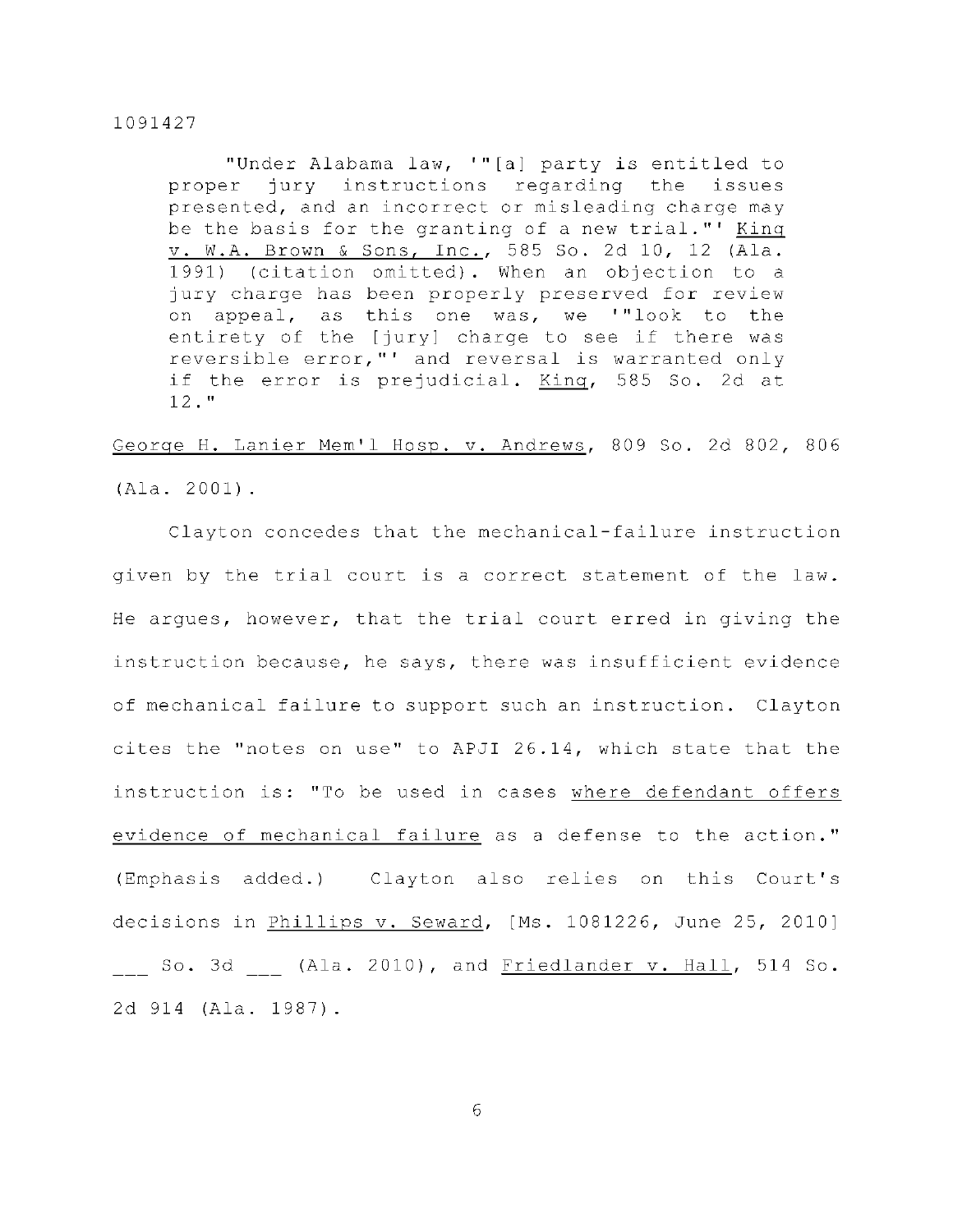> "Under Alabama law, '"[a] party is entitled to proper jury instructions regarding the issues presented, and an incorrect or misleading charge may be the basis for the granting of a new trial."' _King v. W.A. Brown & Sons, Inc._, 585 So. 2d 10, 12 (Ala. 1991) (citation omitted). When an objection to a jury charge has been properly preserved for review on appeal, as this one was, we '"look to the entirety of the [jury] charge to see if there was reversible error,"' and reversal is warranted only if the error is prejudicial. _King_, 585 So. 2d at 12."

_George H. Lanier Mem'l Hosp. v. Andrews_, 809 So. 2d 802, 806 (Ala. 2001).

Clayton concedes that the mechanical-failure instruction given by the trial court is a correct statement of the law. He argues, however, that the trial court erred in giving the instruction because, he says, there was insufficient evidence of mechanical failure to support such an instruction. Clayton cites the "notes on use" to APJI 26.14, which state that the instruction is: "To be used in cases _where defendant offers evidence of mechanical failure_ as a defense to the action." (Emphasis added.) Clayton also relies on this Court's decisions in _Phillips v. Seward_, [Ms. 1081226, June 25, 2010] ___ So. 3d ___ (Ala. 2010), and _Friedlander v. Hall_, 514 So. 2d 914 (Ala. 1987).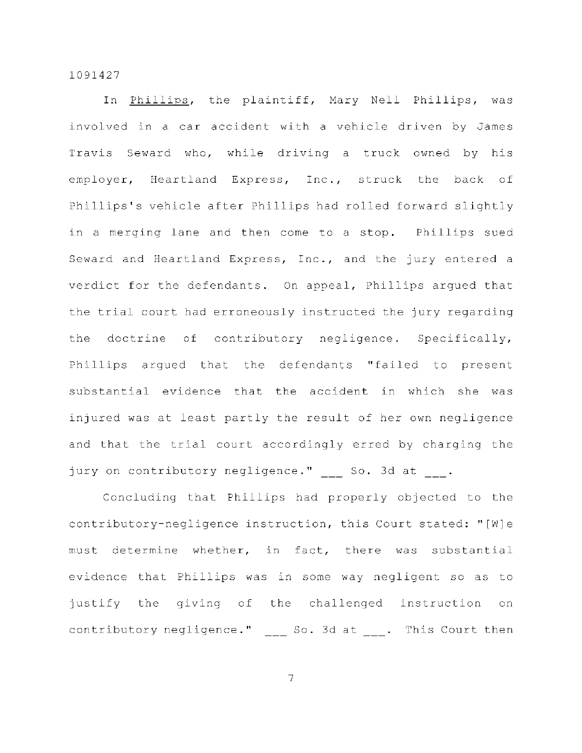In *Phillips*, the plaintiff, Mary Nell Phillips, was involved in a car accident with a vehicle driven by James Travis Seward who, while driving a truck owned by his employer, Heartland Express, Inc., struck the back of Phillips's vehicle after Phillips had rolled forward slightly in a merging lane and then come to a stop. Phillips sued Seward and Heartland Express, Inc., and the jury entered a verdict for the defendants. On appeal, Phillips argued that the trial court had erroneously instructed the jury regarding the doctrine of contributory negligence. Specifically, Phillips argued that the defendants "failed to present substantial evidence that the accident in which she was injured was at least partly the result of her own negligence and that the trial court accordingly erred by charging the jury on contributory negligence." ___ So. 3d at ___.

Concluding that Phillips had properly objected to the contributory-negligence instruction, this Court stated: "[W]e must determine whether, in fact, there was substantial evidence that Phillips was in some way negligent so as to justify the giving of the challenged instruction on contributory negligence." ___ So. 3d at ___. This Court then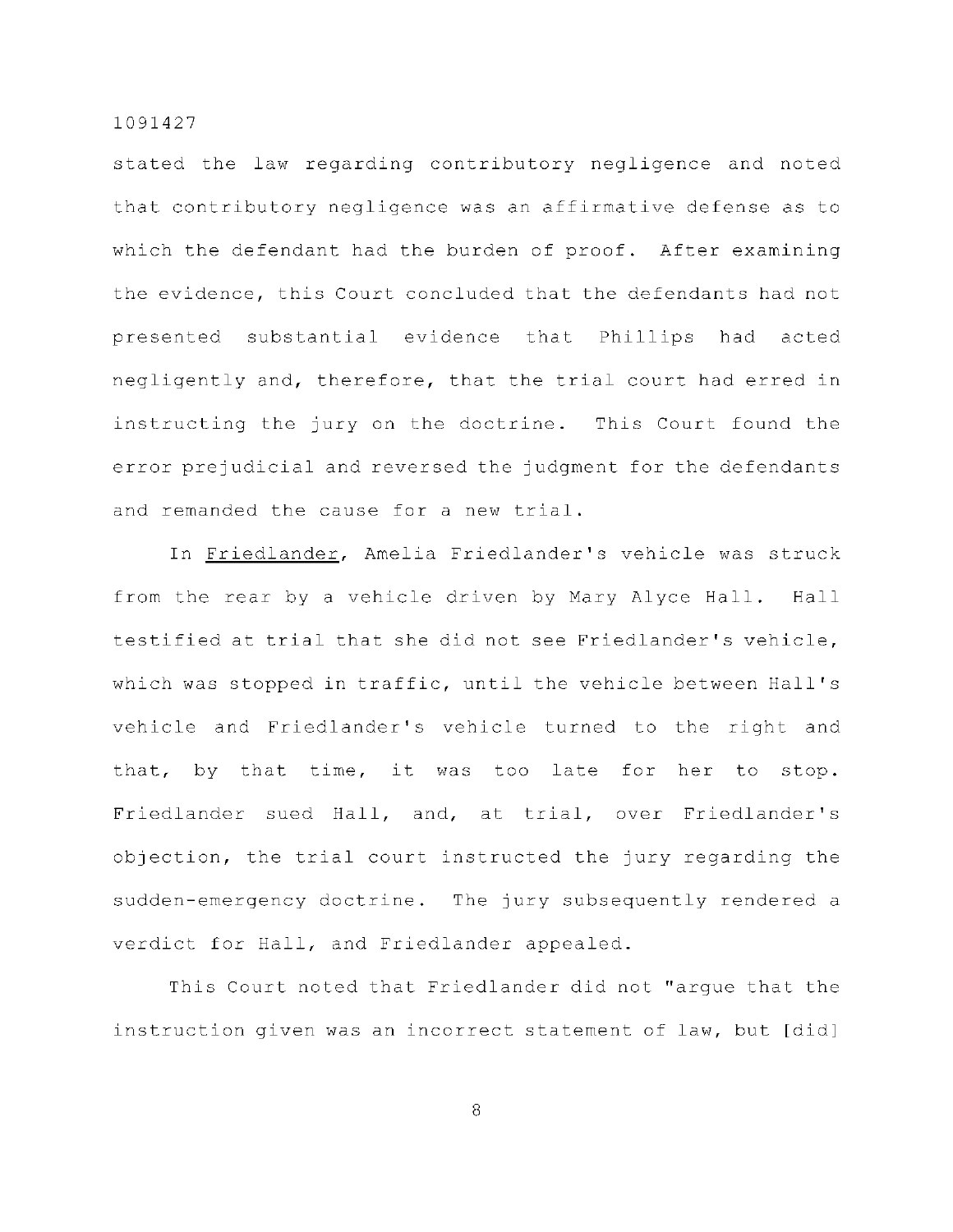stated the law regarding contributory negligence and noted that contributory negligence was an affirmative defense as to which the defendant had the burden of proof. After examining the evidence, this Court concluded that the defendants had not presented substantial evidence that Phillips had acted negligently and, therefore, that the trial court had erred in instructing the jury on the doctrine. This Court found the error prejudicial and reversed the judgment for the defendants and remanded the cause for a new trial.

In Friedlander, Amelia Friedlander's vehicle was struck from the rear by a vehicle driven by Mary Alyce Hall. Hall testified at trial that she did not see Friedlander's vehicle, which was stopped in traffic, until the vehicle between Hall's vehicle and Friedlander's vehicle turned to the right and that, by that time, it was too late for her to stop. Friedlander sued Hall, and, at trial, over Friedlander's objection, the trial court instructed the jury regarding the sudden-emergency doctrine. The jury subsequently rendered a verdict for Hall, and Friedlander appealed.

This Court noted that Friedlander did not "argue that the instruction given was an incorrect statement of law, but [did]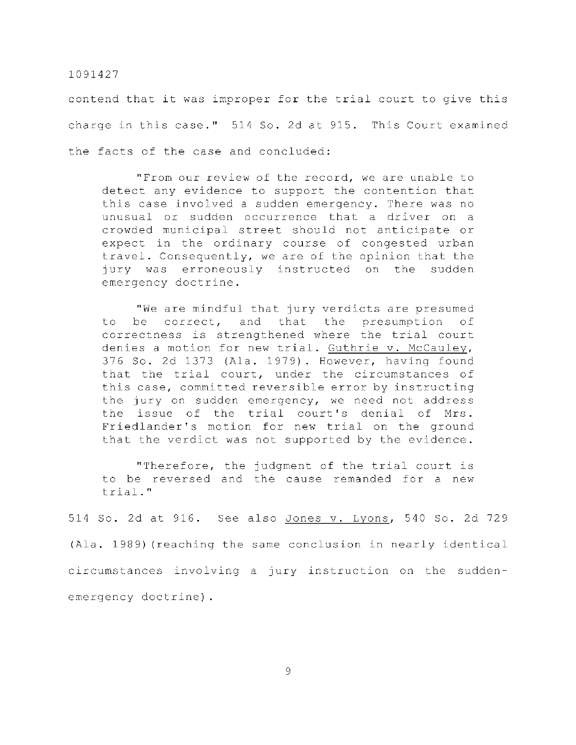contend that it was improper for the trial court to give this charge in this case." 514 So. 2d at 915. This Court examined the facts of the case and concluded:

> "From our review of the record, we are unable to detect any evidence to support the contention that this case involved a sudden emergency. There was no unusual or sudden occurrence that a driver on a crowded municipal street should not anticipate or expect in the ordinary course of congested urban travel. Consequently, we are of the opinion that the jury was erroneously instructed on the sudden emergency doctrine.
>
> "We are mindful that jury verdicts are presumed to be correct, and that the presumption of correctness is strengthened where the trial court denies a motion for new trial. Guthrie v. McCauley, 376 So. 2d 1373 (Ala. 1979). However, having found that the trial court, under the circumstances of this case, committed reversible error by instructing the jury on sudden emergency, we need not address the issue of the trial court's denial of Mrs. Friedlander's motion for new trial on the ground that the verdict was not supported by the evidence.
>
> "Therefore, the judgment of the trial court is to be reversed and the cause remanded for a new trial."

514 So. 2d at 916. See also Jones v. Lyons, 540 So. 2d 729 (Ala. 1989)(reaching the same conclusion in nearly identical circumstances involving a jury instruction on the sudden-emergency doctrine).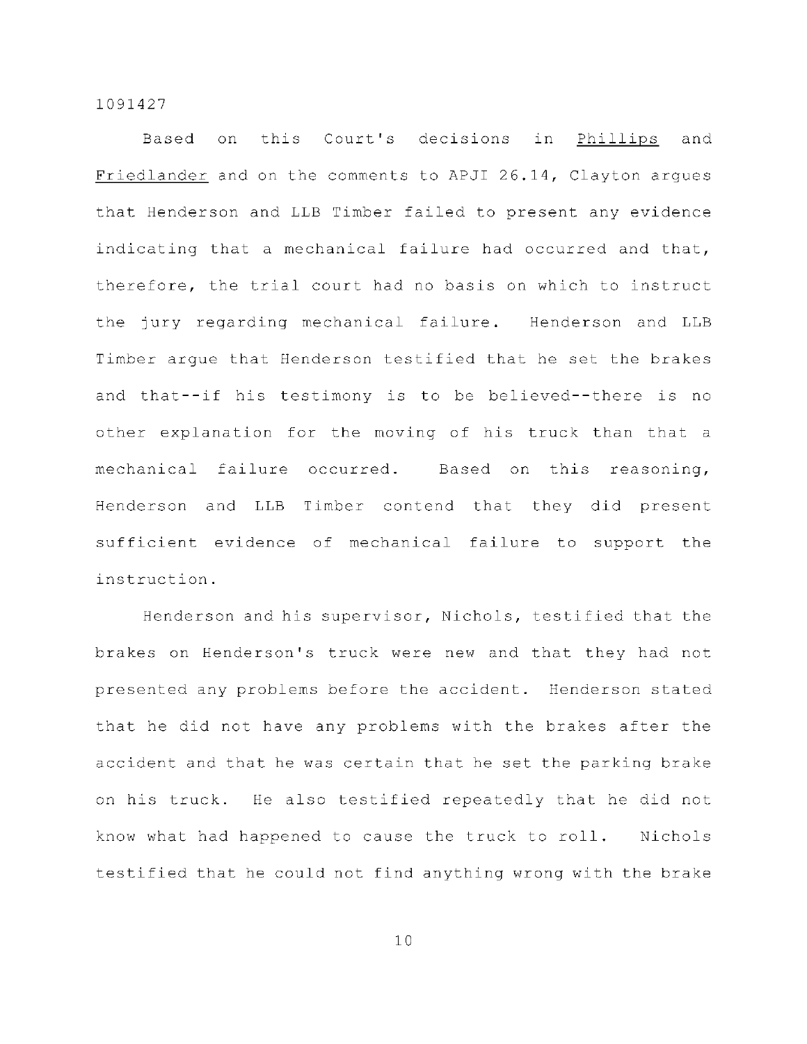Based on this Court's decisions in Phillips and Friedlander and on the comments to APJI 26.14, Clayton argues that Henderson and LLB Timber failed to present any evidence indicating that a mechanical failure had occurred and that, therefore, the trial court had no basis on which to instruct the jury regarding mechanical failure. Henderson and LLB Timber argue that Henderson testified that he set the brakes and that--if his testimony is to be believed--there is no other explanation for the moving of his truck than that a mechanical failure occurred. Based on this reasoning, Henderson and LLB Timber contend that they did present sufficient evidence of mechanical failure to support the instruction.

Henderson and his supervisor, Nichols, testified that the brakes on Henderson's truck were new and that they had not presented any problems before the accident. Henderson stated that he did not have any problems with the brakes after the accident and that he was certain that he set the parking brake on his truck. He also testified repeatedly that he did not know what had happened to cause the truck to roll. Nichols testified that he could not find anything wrong with the brake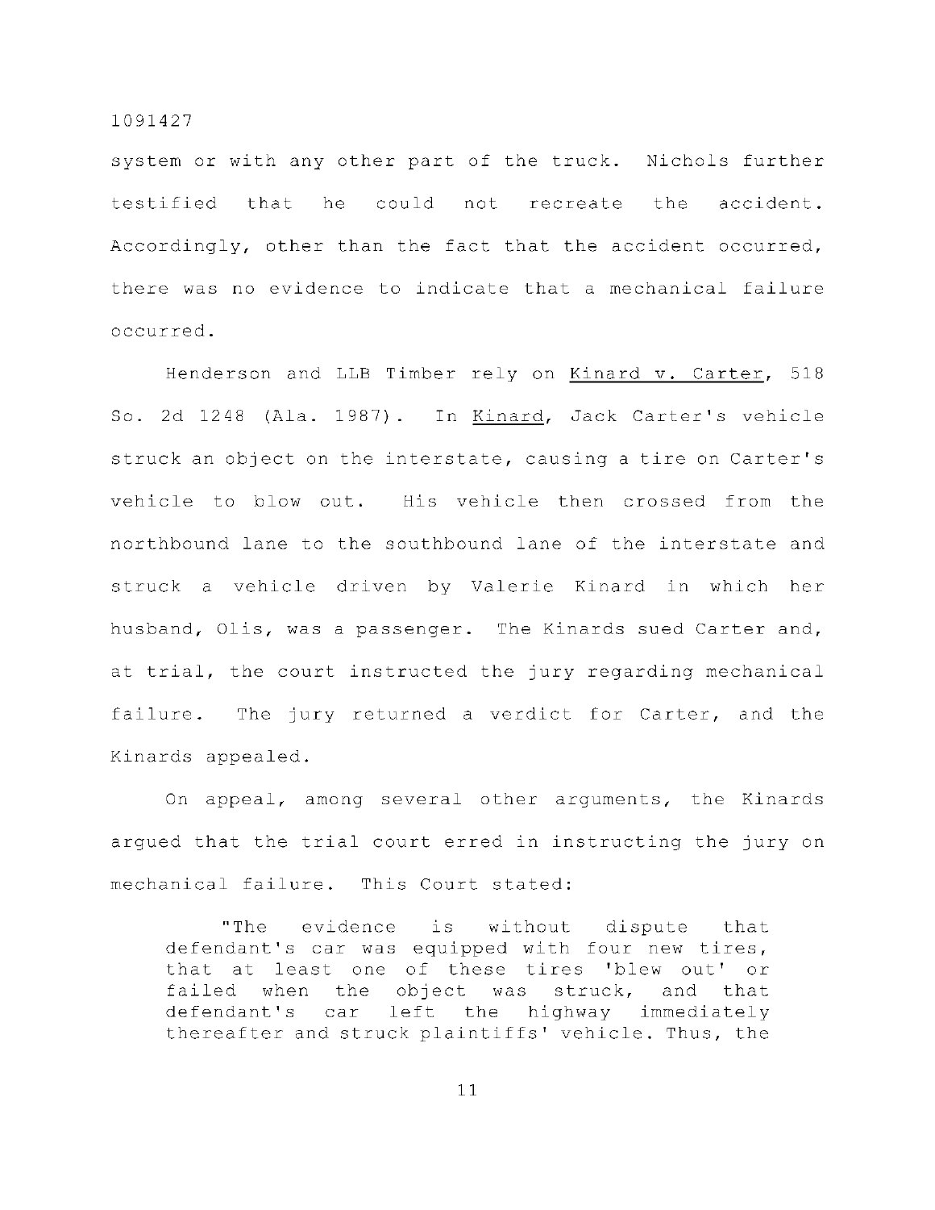system or with any other part of the truck. Nichols further testified that he could not recreate the accident. Accordingly, other than the fact that the accident occurred, there was no evidence to indicate that a mechanical failure occurred.

Henderson and LLB Timber rely on Kinard v. Carter, 518 So. 2d 1248 (Ala. 1987). In Kinard, Jack Carter's vehicle struck an object on the interstate, causing a tire on Carter's vehicle to blow out. His vehicle then crossed from the northbound lane to the southbound lane of the interstate and struck a vehicle driven by Valerie Kinard in which her husband, Olis, was a passenger. The Kinards sued Carter and, at trial, the court instructed the jury regarding mechanical failure. The jury returned a verdict for Carter, and the Kinards appealed.

On appeal, among several other arguments, the Kinards argued that the trial court erred in instructing the jury on mechanical failure. This Court stated:

> "The evidence is without dispute that defendant's car was equipped with four new tires, that at least one of these tires 'blew out' or failed when the object was struck, and that defendant's car left the highway immediately thereafter and struck plaintiffs' vehicle. Thus, the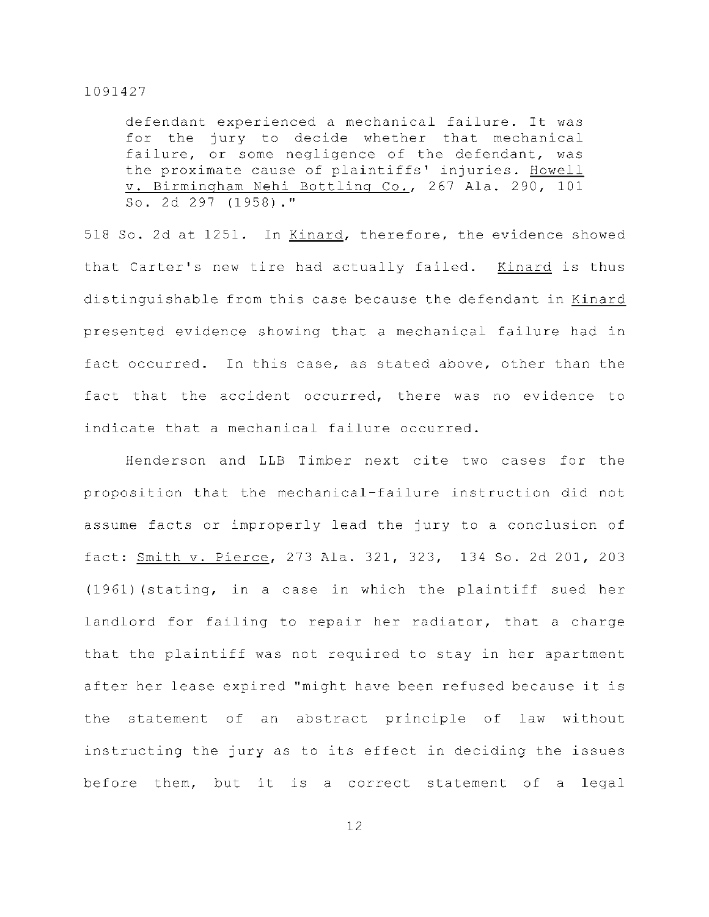> defendant experienced a mechanical failure. It was for the jury to decide whether that mechanical failure, or some negligence of the defendant, was the proximate cause of plaintiffs' injuries. Howell v. Birmingham Nehi Bottling Co., 267 Ala. 290, 101 So. 2d 297 (1958)."

518 So. 2d at 1251. In Kinard, therefore, the evidence showed that Carter's new tire had actually failed. Kinard is thus distinguishable from this case because the defendant in Kinard presented evidence showing that a mechanical failure had in fact occurred. In this case, as stated above, other than the fact that the accident occurred, there was no evidence to indicate that a mechanical failure occurred.

Henderson and LLB Timber next cite two cases for the proposition that the mechanical-failure instruction did not assume facts or improperly lead the jury to a conclusion of fact: Smith v. Pierce, 273 Ala. 321, 323, 134 So. 2d 201, 203 (1961)(stating, in a case in which the plaintiff sued her landlord for failing to repair her radiator, that a charge that the plaintiff was not required to stay in her apartment after her lease expired "might have been refused because it is the statement of an abstract principle of law without instructing the jury as to its effect in deciding the issues before them, but it is a correct statement of a legal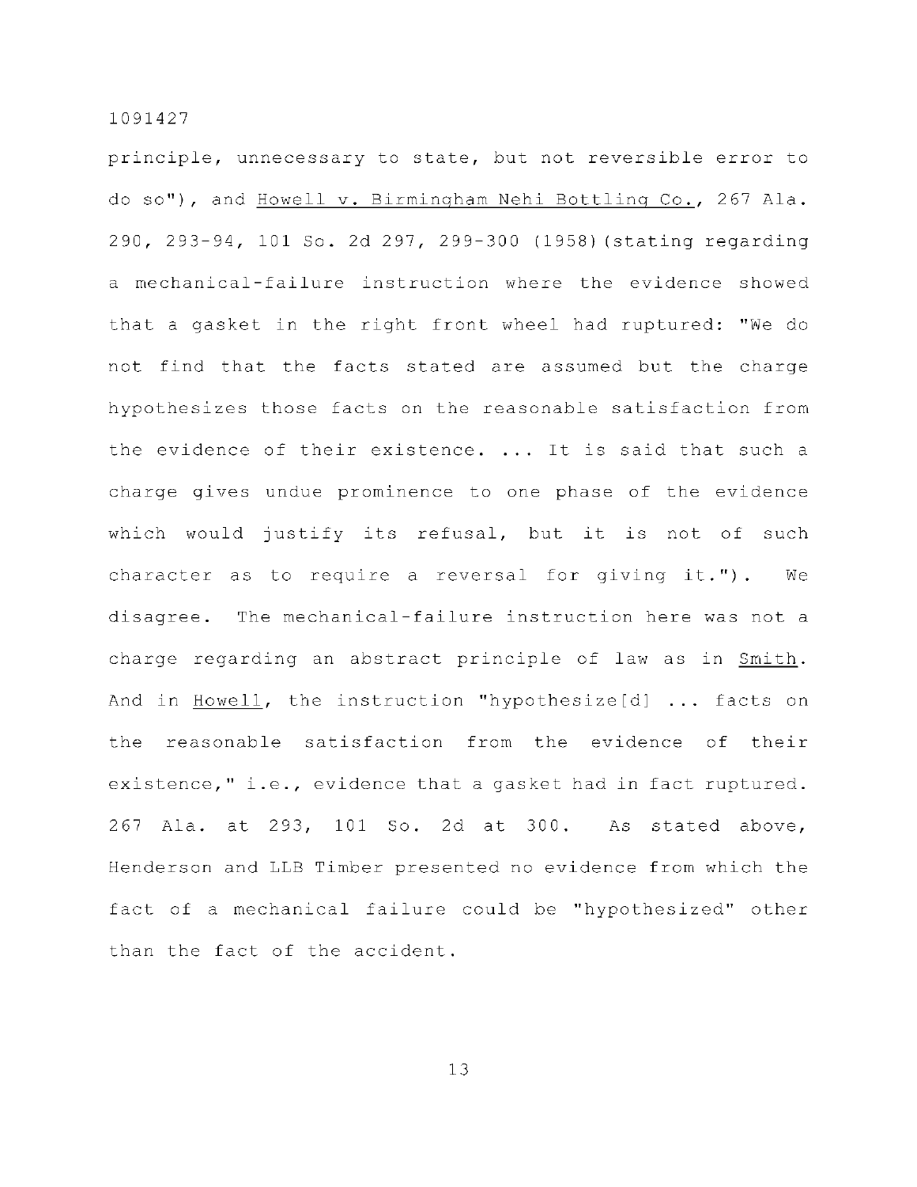principle, unnecessary to state, but not reversible error to do so"), and Howell v. Birmingham Nehi Bottling Co., 267 Ala. 290, 293-94, 101 So. 2d 297, 299-300 (1958)(stating regarding a mechanical-failure instruction where the evidence showed that a gasket in the right front wheel had ruptured: "We do not find that the facts stated are assumed but the charge hypothesizes those facts on the reasonable satisfaction from the evidence of their existence. ... It is said that such a charge gives undue prominence to one phase of the evidence which would justify its refusal, but it is not of such character as to require a reversal for giving it."). We disagree. The mechanical-failure instruction here was not a charge regarding an abstract principle of law as in Smith. And in Howell, the instruction "hypothesize[d] ... facts on the reasonable satisfaction from the evidence of their existence," i.e., evidence that a gasket had in fact ruptured. 267 Ala. at 293, 101 So. 2d at 300. As stated above, Henderson and LLB Timber presented no evidence from which the fact of a mechanical failure could be "hypothesized" other than the fact of the accident.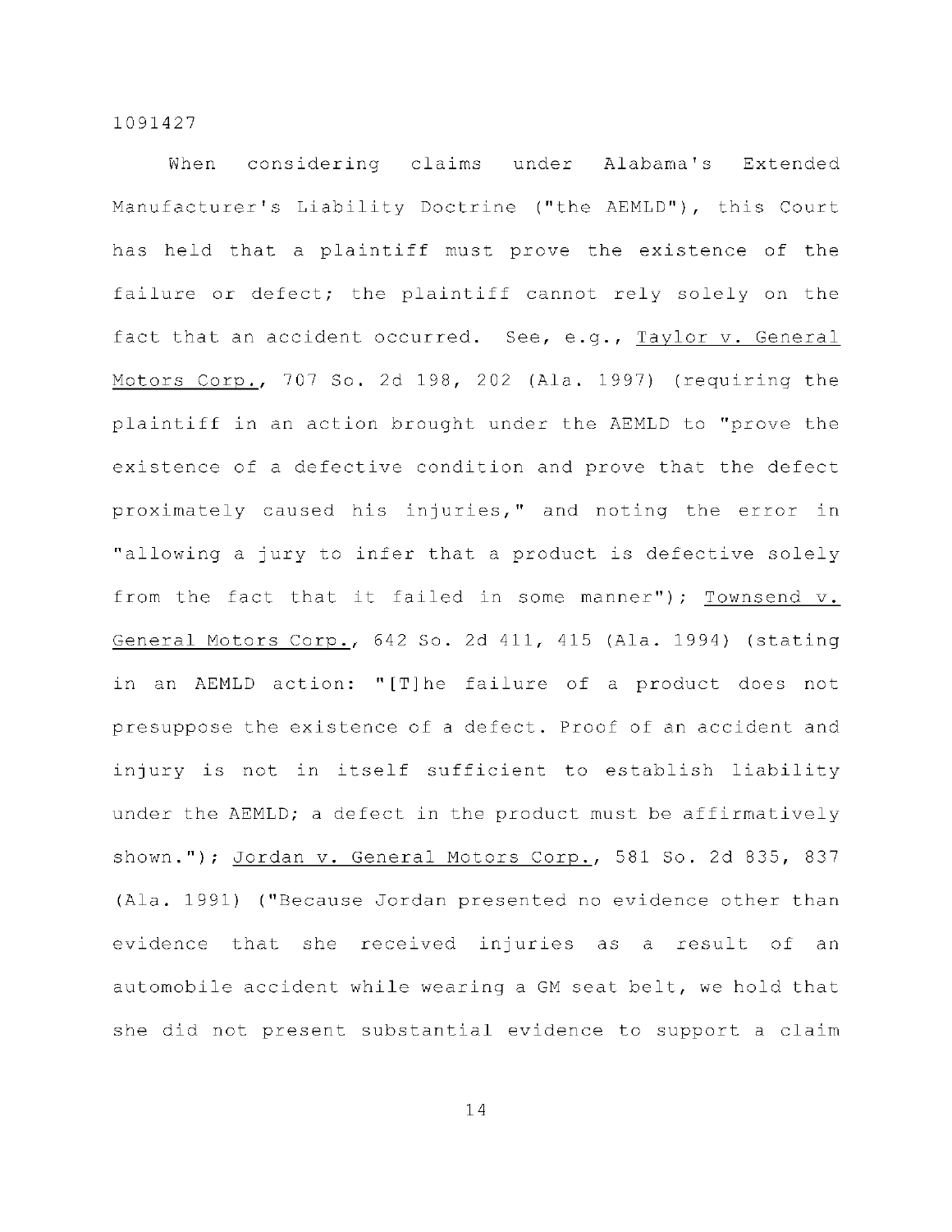When considering claims under Alabama's Extended Manufacturer's Liability Doctrine ("the AEMLD"), this Court has held that a plaintiff must prove the existence of the failure or defect; the plaintiff cannot rely solely on the fact that an accident occurred. See, e.g., Taylor v. General Motors Corp., 707 So. 2d 198, 202 (Ala. 1997) (requiring the plaintiff in an action brought under the AEMLD to "prove the existence of a defective condition and prove that the defect proximately caused his injuries," and noting the error in "allowing a jury to infer that a product is defective solely from the fact that it failed in some manner"); Townsend v. General Motors Corp., 642 So. 2d 411, 415 (Ala. 1994) (stating in an AEMLD action: "[T]he failure of a product does not presuppose the existence of a defect. Proof of an accident and injury is not in itself sufficient to establish liability under the AEMLD; a defect in the product must be affirmatively shown."); Jordan v. General Motors Corp., 581 So. 2d 835, 837 (Ala. 1991) ("Because Jordan presented no evidence other than evidence that she received injuries as a result of an automobile accident while wearing a GM seat belt, we hold that she did not present substantial evidence to support a claim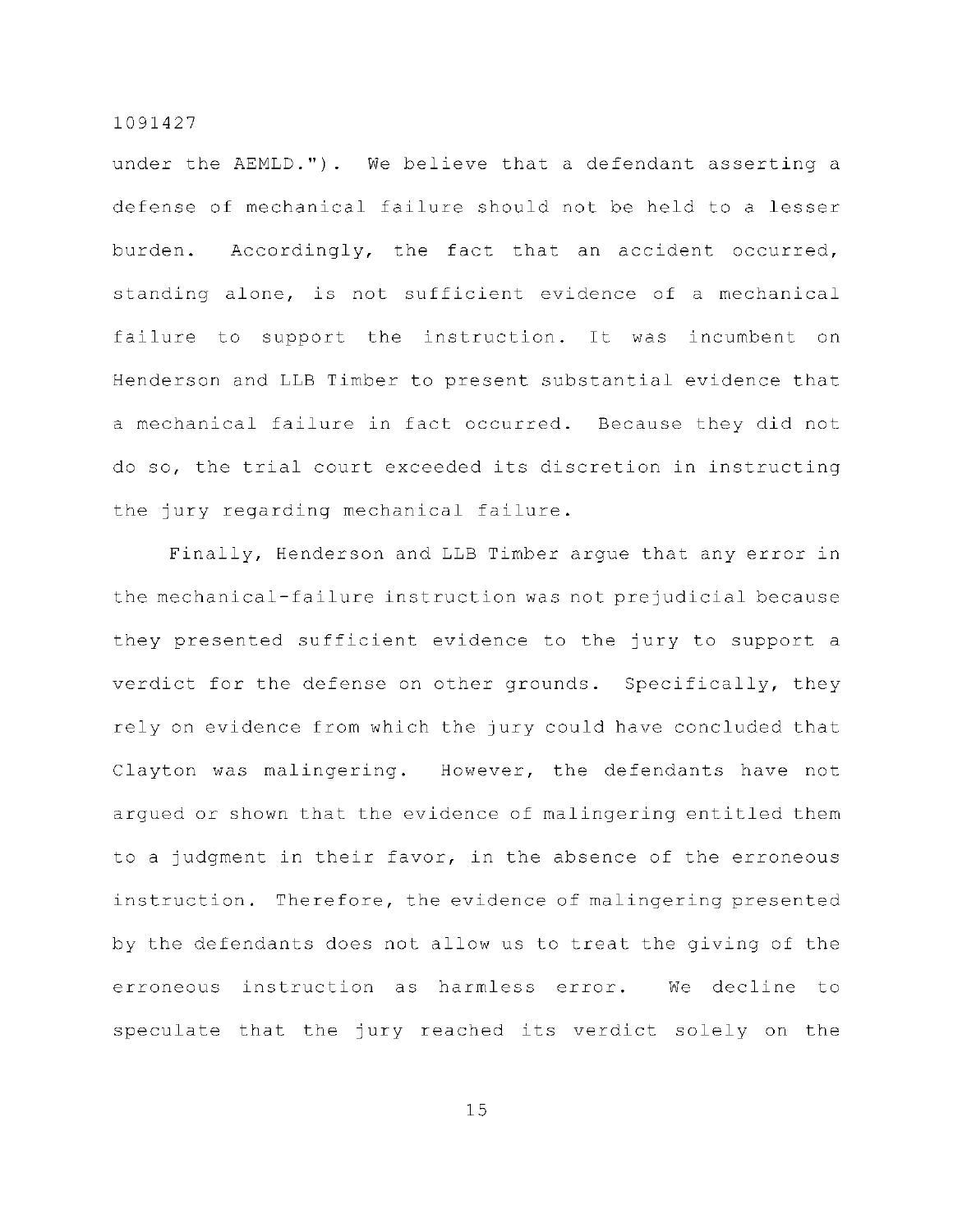under the AEMLD."). We believe that a defendant asserting a defense of mechanical failure should not be held to a lesser burden. Accordingly, the fact that an accident occurred, standing alone, is not sufficient evidence of a mechanical failure to support the instruction. It was incumbent on Henderson and LLB Timber to present substantial evidence that a mechanical failure in fact occurred. Because they did not do so, the trial court exceeded its discretion in instructing the jury regarding mechanical failure.

Finally, Henderson and LLB Timber argue that any error in the mechanical-failure instruction was not prejudicial because they presented sufficient evidence to the jury to support a verdict for the defense on other grounds. Specifically, they rely on evidence from which the jury could have concluded that Clayton was malingering. However, the defendants have not argued or shown that the evidence of malingering entitled them to a judgment in their favor, in the absence of the erroneous instruction. Therefore, the evidence of malingering presented by the defendants does not allow us to treat the giving of the erroneous instruction as harmless error. We decline to speculate that the jury reached its verdict solely on the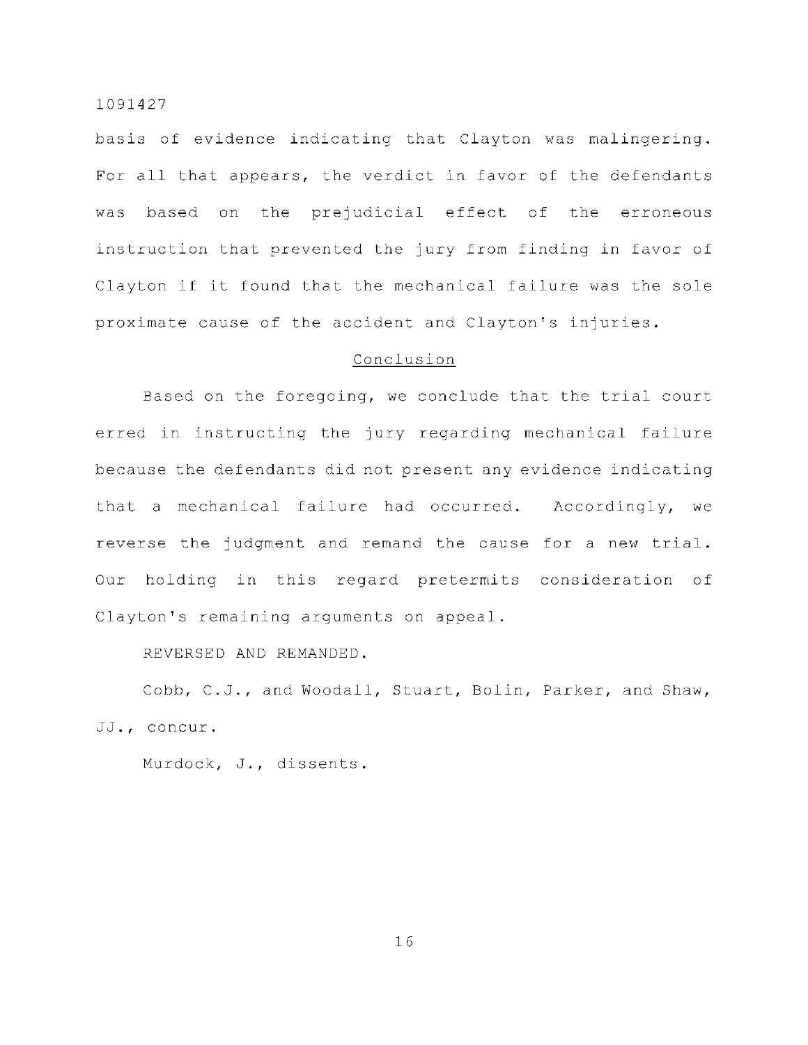basis of evidence indicating that Clayton was malingering. For all that appears, the verdict in favor of the defendants was based on the prejudicial effect of the erroneous instruction that prevented the jury from finding in favor of Clayton if it found that the mechanical failure was the sole proximate cause of the accident and Clayton's injuries.

## Conclusion

Based on the foregoing, we conclude that the trial court erred in instructing the jury regarding mechanical failure because the defendants did not present any evidence indicating that a mechanical failure had occurred. Accordingly, we reverse the judgment and remand the cause for a new trial. Our holding in this regard pretermits consideration of Clayton's remaining arguments on appeal.

REVERSED AND REMANDED.

Cobb, C.J., and Woodall, Stuart, Bolin, Parker, and Shaw, JJ., concur.

Murdock, J., dissents.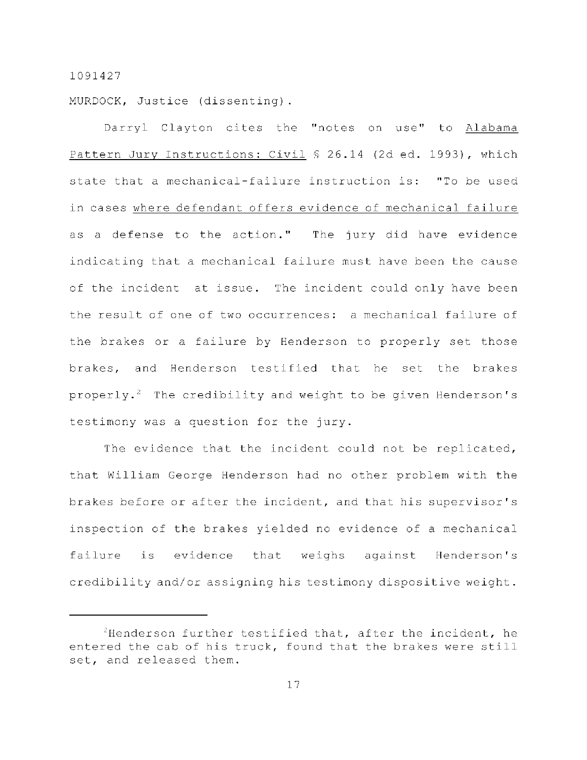1091427

MURDOCK, Justice (dissenting).

Darryl Clayton cites the "notes on use" to *Alabama Pattern Jury Instructions: Civil* § 26.14 (2d ed. 1993), which state that a mechanical-failure instruction is: "To be used in cases *where defendant offers evidence of mechanical failure* as a defense to the action." The jury did have evidence indicating that a mechanical failure must have been the cause of the incident at issue. The incident could only have been the result of one of two occurrences: a mechanical failure of the brakes or a failure by Henderson to properly set those brakes, and Henderson testified that he set the brakes properly.[2] The credibility and weight to be given Henderson's testimony was a question for the jury.

The evidence that the incident could not be replicated, that William George Henderson had no other problem with the brakes before or after the incident, and that his supervisor's inspection of the brakes yielded no evidence of a mechanical failure is evidence that weighs against Henderson's credibility and/or assigning his testimony dispositive weight.

---

[2]Henderson further testified that, after the incident, he entered the cab of his truck, found that the brakes were still set, and released them.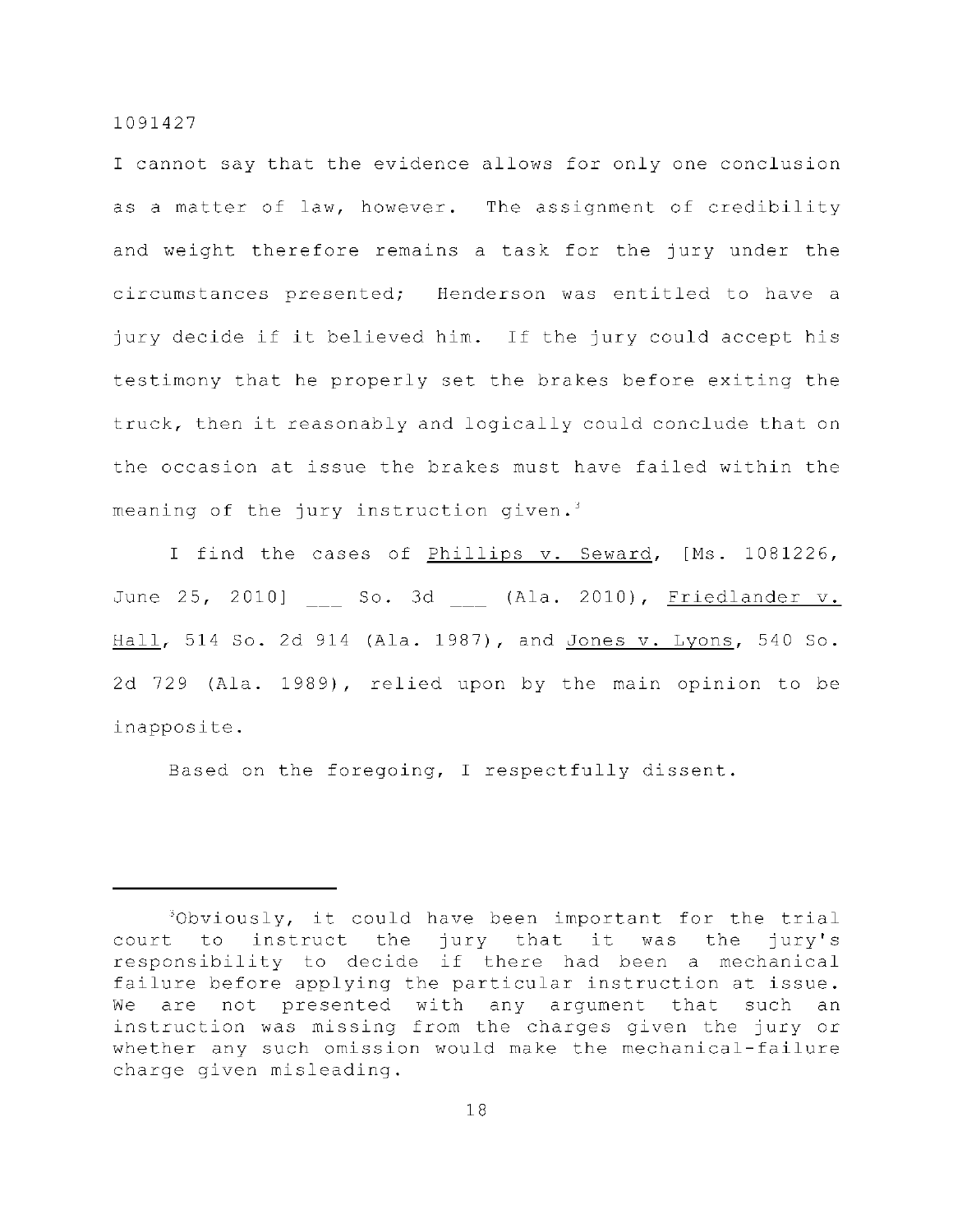I cannot say that the evidence allows for only one conclusion as a matter of law, however. The assignment of credibility and weight therefore remains a task for the jury under the circumstances presented; Henderson was entitled to have a jury decide if it believed him. If the jury could accept his testimony that he properly set the brakes before exiting the truck, then it reasonably and logically could conclude that on the occasion at issue the brakes must have failed within the meaning of the jury instruction given.[3]

I find the cases of Phillips v. Seward, [Ms. 1081226, June 25, 2010] ___ So. 3d ___ (Ala. 2010), Friedlander v. Hall, 514 So. 2d 914 (Ala. 1987), and Jones v. Lyons, 540 So. 2d 729 (Ala. 1989), relied upon by the main opinion to be inapposite.

Based on the foregoing, I respectfully dissent.

---

[3]Obviously, it could have been important for the trial court to instruct the jury that it was the jury's responsibility to decide if there had been a mechanical failure before applying the particular instruction at issue. We are not presented with any argument that such an instruction was missing from the charges given the jury or whether any such omission would make the mechanical-failure charge given misleading.